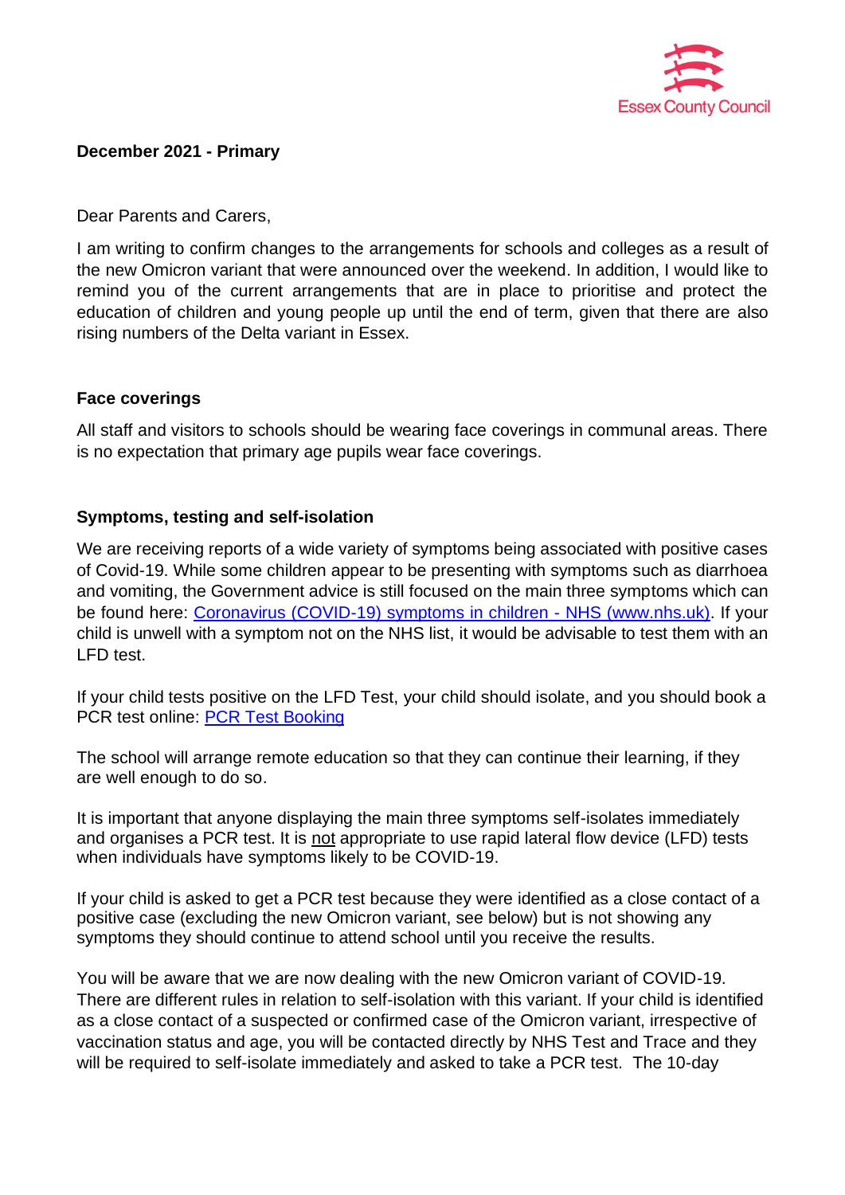Essex County Council

**December 2021 - Primary**

Dear Parents and Carers,

I am writing to confirm changes to the arrangements for schools and colleges as a result of the new Omicron variant that were announced over the weekend. In addition, I would like to remind you of the current arrangements that are in place to prioritise and protect the education of children and young people up until the end of term, given that there are also rising numbers of the Delta variant in Essex.

**Face coverings**

All staff and visitors to schools should be wearing face coverings in communal areas. There is no expectation that primary age pupils wear face coverings.

**Symptoms, testing and self-isolation**

We are receiving reports of a wide variety of symptoms being associated with positive cases of Covid-19. While some children appear to be presenting with symptoms such as diarrhoea and vomiting, the Government advice is still focused on the main three symptoms which can be found here: Coronavirus (COVID-19) symptoms in children - NHS (www.nhs.uk). If your child is unwell with a symptom not on the NHS list, it would be advisable to test them with an LFD test.

If your child tests positive on the LFD Test, your child should isolate, and you should book a PCR test online: PCR Test Booking

The school will arrange remote education so that they can continue their learning, if they are well enough to do so.

It is important that anyone displaying the main three symptoms self-isolates immediately and organises a PCR test. It is not appropriate to use rapid lateral flow device (LFD) tests when individuals have symptoms likely to be COVID-19.

If your child is asked to get a PCR test because they were identified as a close contact of a positive case (excluding the new Omicron variant, see below) but is not showing any symptoms they should continue to attend school until you receive the results.

You will be aware that we are now dealing with the new Omicron variant of COVID-19. There are different rules in relation to self-isolation with this variant. If your child is identified as a close contact of a suspected or confirmed case of the Omicron variant, irrespective of vaccination status and age, you will be contacted directly by NHS Test and Trace and they will be required to self-isolate immediately and asked to take a PCR test. The 10-day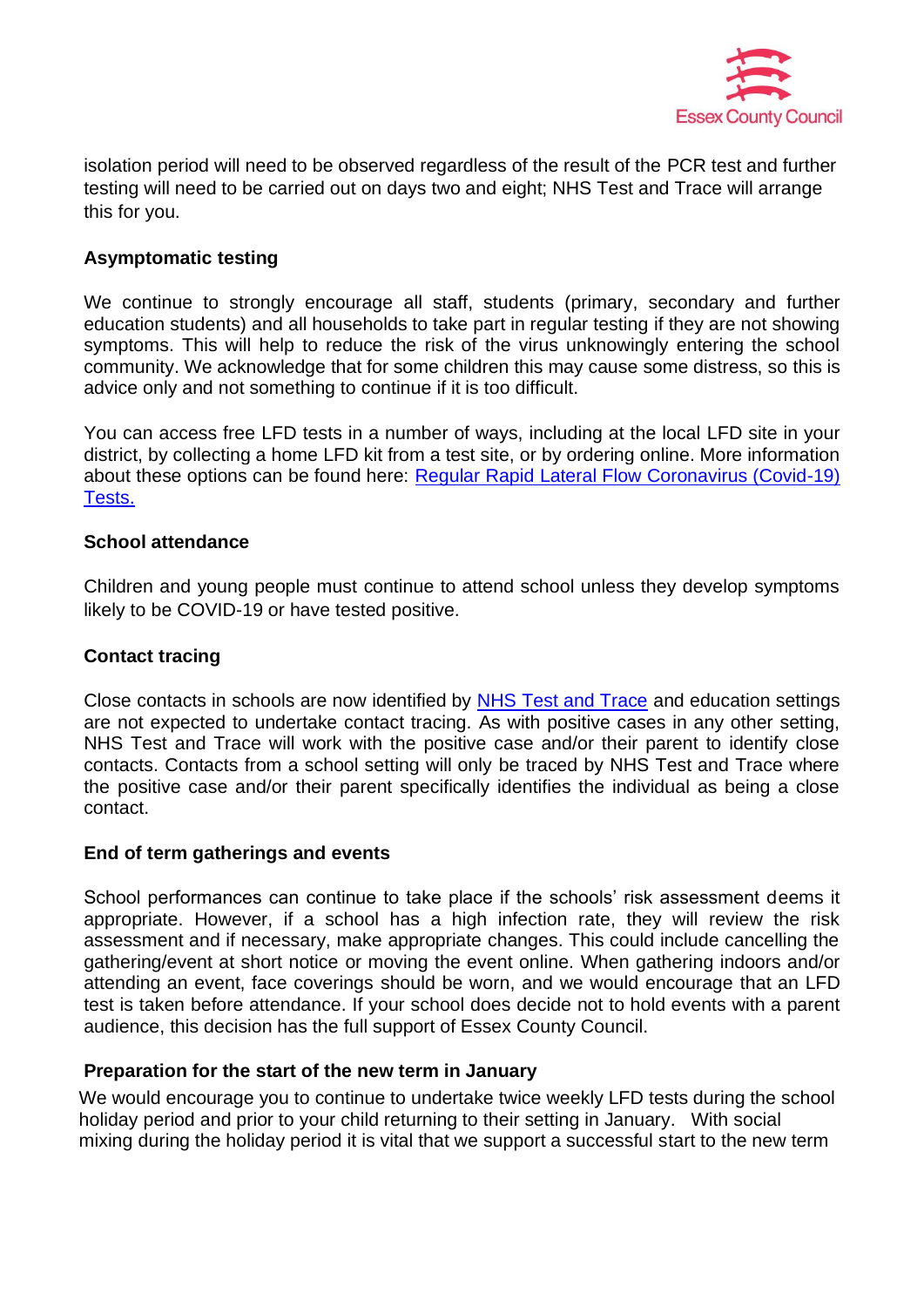isolation period will need to be observed regardless of the result of the PCR test and further testing will need to be carried out on days two and eight; NHS Test and Trace will arrange this for you.

**Asymptomatic testing**

We continue to strongly encourage all staff, students (primary, secondary and further education students) and all households to take part in regular testing if they are not showing symptoms. This will help to reduce the risk of the virus unknowingly entering the school community. We acknowledge that for some children this may cause some distress, so this is advice only and not something to continue if it is too difficult.

You can access free LFD tests in a number of ways, including at the local LFD site in your district, by collecting a home LFD kit from a test site, or by ordering online. More information about these options can be found here: Regular Rapid Lateral Flow Coronavirus (Covid-19) Tests.

**School attendance**

Children and young people must continue to attend school unless they develop symptoms likely to be COVID-19 or have tested positive.

**Contact tracing**

Close contacts in schools are now identified by NHS Test and Trace and education settings are not expected to undertake contact tracing. As with positive cases in any other setting, NHS Test and Trace will work with the positive case and/or their parent to identify close contacts. Contacts from a school setting will only be traced by NHS Test and Trace where the positive case and/or their parent specifically identifies the individual as being a close contact.

**End of term gatherings and events**

School performances can continue to take place if the schools' risk assessment deems it appropriate. However, if a school has a high infection rate, they will review the risk assessment and if necessary, make appropriate changes. This could include cancelling the gathering/event at short notice or moving the event online. When gathering indoors and/or attending an event, face coverings should be worn, and we would encourage that an LFD test is taken before attendance. If your school does decide not to hold events with a parent audience, this decision has the full support of Essex County Council.

**Preparation for the start of the new term in January**

We would encourage you to continue to undertake twice weekly LFD tests during the school holiday period and prior to your child returning to their setting in January. With social mixing during the holiday period it is vital that we support a successful start to the new term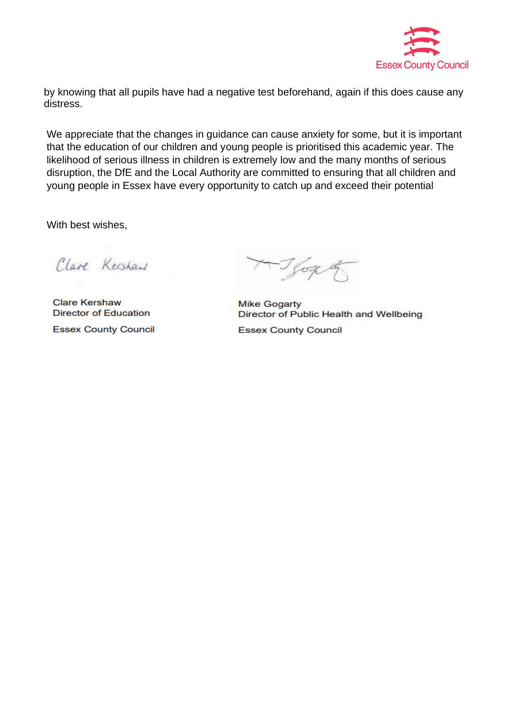by knowing that all pupils have had a negative test beforehand, again if this does cause any distress.

We appreciate that the changes in guidance can cause anxiety for some, but it is important that the education of our children and young people is prioritised this academic year. The likelihood of serious illness in children is extremely low and the many months of serious disruption, the DfE and the Local Authority are committed to ensuring that all children and young people in Essex have every opportunity to catch up and exceed their potential

With best wishes,

Clare Kershaw
Director of Education
Essex County Council

Mike Gogarty
Director of Public Health and Wellbeing
Essex County Council